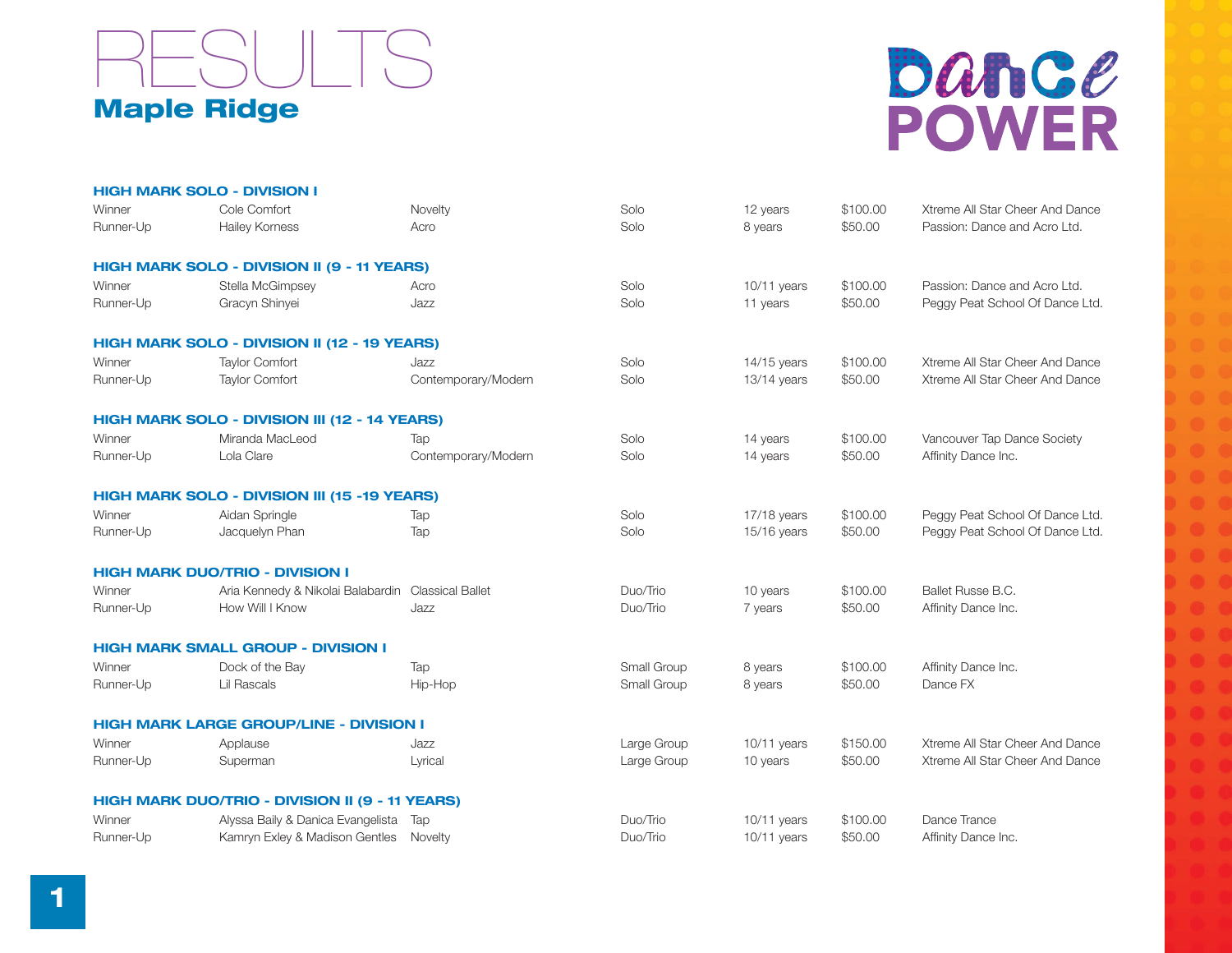# RESULTS

## Maple Ridge

Dance POWER

### HIGH MARK SOLO - DIVISION I

| | | | | | | |
|---|---|---|---|---|---|---|
| Winner | Cole Comfort | Novelty | Solo | 12 years | $100.00 | Xtreme All Star Cheer And Dance |
| Runner-Up | Hailey Korness | Acro | Solo | 8 years | $50.00 | Passion: Dance and Acro Ltd. |

### HIGH MARK SOLO - DIVISION II (9 - 11 YEARS)

| | | | | | | |
|---|---|---|---|---|---|---|
| Winner | Stella McGimpsey | Acro | Solo | 10/11 years | $100.00 | Passion: Dance and Acro Ltd. |
| Runner-Up | Gracyn Shinyei | Jazz | Solo | 11 years | $50.00 | Peggy Peat School Of Dance Ltd. |

### HIGH MARK SOLO - DIVISION II (12 - 19 YEARS)

| | | | | | | |
|---|---|---|---|---|---|---|
| Winner | Taylor Comfort | Jazz | Solo | 14/15 years | $100.00 | Xtreme All Star Cheer And Dance |
| Runner-Up | Taylor Comfort | Contemporary/Modern | Solo | 13/14 years | $50.00 | Xtreme All Star Cheer And Dance |

### HIGH MARK SOLO - DIVISION III (12 - 14 YEARS)

| | | | | | | |
|---|---|---|---|---|---|---|
| Winner | Miranda MacLeod | Tap | Solo | 14 years | $100.00 | Vancouver Tap Dance Society |
| Runner-Up | Lola Clare | Contemporary/Modern | Solo | 14 years | $50.00 | Affinity Dance Inc. |

### HIGH MARK SOLO - DIVISION III (15 -19 YEARS)

| | | | | | | |
|---|---|---|---|---|---|---|
| Winner | Aidan Springle | Tap | Solo | 17/18 years | $100.00 | Peggy Peat School Of Dance Ltd. |
| Runner-Up | Jacquelyn Phan | Tap | Solo | 15/16 years | $50.00 | Peggy Peat School Of Dance Ltd. |

### HIGH MARK DUO/TRIO - DIVISION I

| | | | | | | |
|---|---|---|---|---|---|---|
| Winner | Aria Kennedy & Nikolai Balabardin | Classical Ballet | Duo/Trio | 10 years | $100.00 | Ballet Russe B.C. |
| Runner-Up | How Will I Know | Jazz | Duo/Trio | 7 years | $50.00 | Affinity Dance Inc. |

### HIGH MARK SMALL GROUP - DIVISION I

| | | | | | | |
|---|---|---|---|---|---|---|
| Winner | Dock of the Bay | Tap | Small Group | 8 years | $100.00 | Affinity Dance Inc. |
| Runner-Up | Lil Rascals | Hip-Hop | Small Group | 8 years | $50.00 | Dance FX |

### HIGH MARK LARGE GROUP/LINE - DIVISION I

| | | | | | | |
|---|---|---|---|---|---|---|
| Winner | Applause | Jazz | Large Group | 10/11 years | $150.00 | Xtreme All Star Cheer And Dance |
| Runner-Up | Superman | Lyrical | Large Group | 10 years | $50.00 | Xtreme All Star Cheer And Dance |

### HIGH MARK DUO/TRIO - DIVISION II (9 - 11 YEARS)

| | | | | | | |
|---|---|---|---|---|---|---|
| Winner | Alyssa Baily & Danica Evangelista | Tap | Duo/Trio | 10/11 years | $100.00 | Dance Trance |
| Runner-Up | Kamryn Exley & Madison Gentles | Novelty | Duo/Trio | 10/11 years | $50.00 | Affinity Dance Inc. |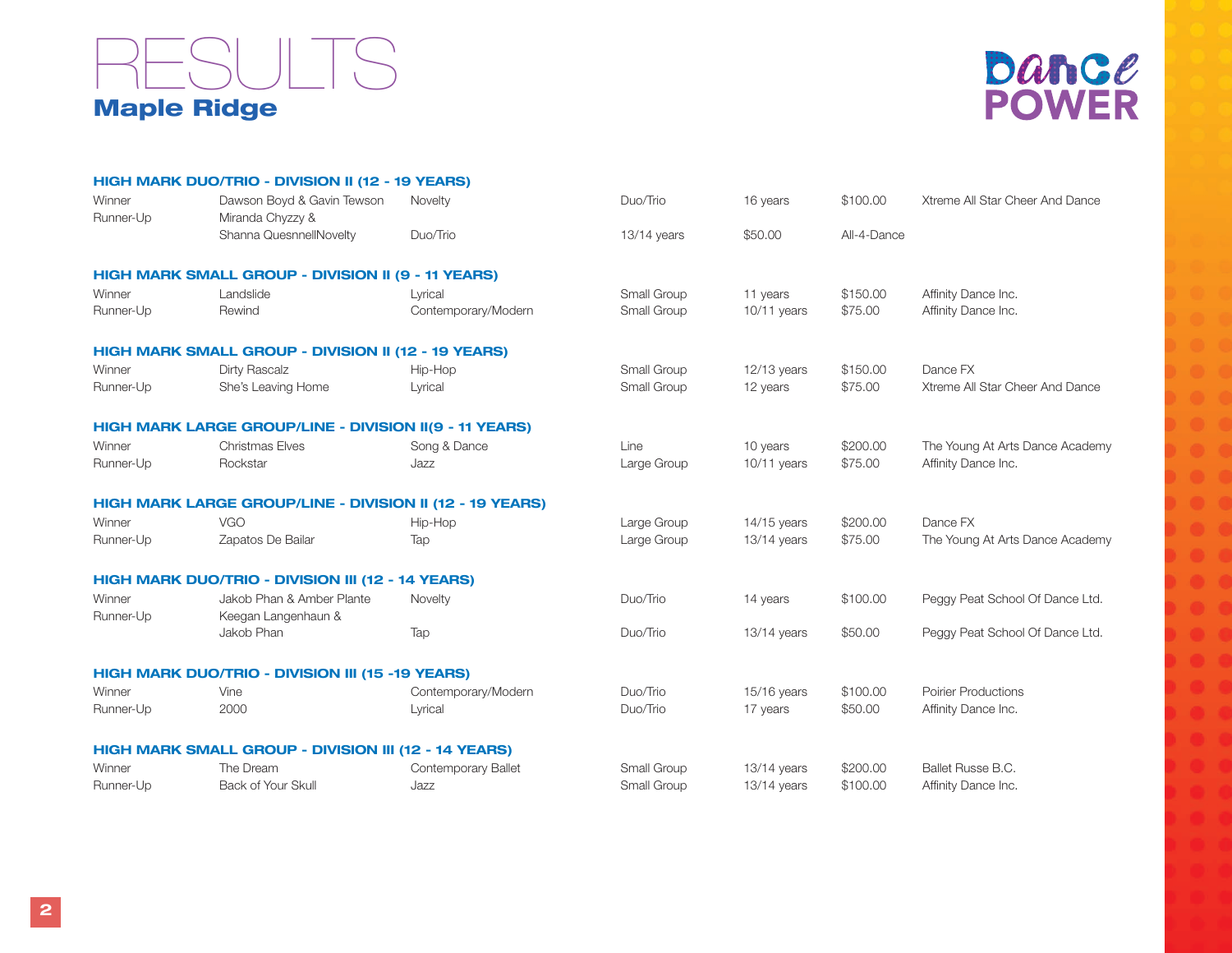# RESULTS

## Maple Ridge

Dance POWER

### HIGH MARK DUO/TRIO - DIVISION II (12 - 19 YEARS)

| | | | | | | |
|---|---|---|---|---|---|---|
| Winner | Dawson Boyd & Gavin Tewson | Novelty | Duo/Trio | 16 years | $100.00 | Xtreme All Star Cheer And Dance |
| Runner-Up | Miranda Chyzzy & Shanna QuesnnellNovelty | Duo/Trio | 13/14 years | $50.00 | All-4-Dance | |

### HIGH MARK SMALL GROUP - DIVISION II (9 - 11 YEARS)

| | | | | | | |
|---|---|---|---|---|---|---|
| Winner | Landslide | Lyrical | Small Group | 11 years | $150.00 | Affinity Dance Inc. |
| Runner-Up | Rewind | Contemporary/Modern | Small Group | 10/11 years | $75.00 | Affinity Dance Inc. |

### HIGH MARK SMALL GROUP - DIVISION II (12 - 19 YEARS)

| | | | | | | |
|---|---|---|---|---|---|---|
| Winner | Dirty Rascalz | Hip-Hop | Small Group | 12/13 years | $150.00 | Dance FX |
| Runner-Up | She's Leaving Home | Lyrical | Small Group | 12 years | $75.00 | Xtreme All Star Cheer And Dance |

### HIGH MARK LARGE GROUP/LINE - DIVISION II(9 - 11 YEARS)

| | | | | | | |
|---|---|---|---|---|---|---|
| Winner | Christmas Elves | Song & Dance | Line | 10 years | $200.00 | The Young At Arts Dance Academy |
| Runner-Up | Rockstar | Jazz | Large Group | 10/11 years | $75.00 | Affinity Dance Inc. |

### HIGH MARK LARGE GROUP/LINE - DIVISION II (12 - 19 YEARS)

| | | | | | | |
|---|---|---|---|---|---|---|
| Winner | VGO | Hip-Hop | Large Group | 14/15 years | $200.00 | Dance FX |
| Runner-Up | Zapatos De Bailar | Tap | Large Group | 13/14 years | $75.00 | The Young At Arts Dance Academy |

### HIGH MARK DUO/TRIO - DIVISION III (12 - 14 YEARS)

| | | | | | | |
|---|---|---|---|---|---|---|
| Winner | Jakob Phan & Amber Plante | Novelty | Duo/Trio | 14 years | $100.00 | Peggy Peat School Of Dance Ltd. |
| Runner-Up | Keegan Langenhaun & Jakob Phan | Tap | Duo/Trio | 13/14 years | $50.00 | Peggy Peat School Of Dance Ltd. |

### HIGH MARK DUO/TRIO - DIVISION III (15 -19 YEARS)

| | | | | | | |
|---|---|---|---|---|---|---|
| Winner | Vine | Contemporary/Modern | Duo/Trio | 15/16 years | $100.00 | Poirier Productions |
| Runner-Up | 2000 | Lyrical | Duo/Trio | 17 years | $50.00 | Affinity Dance Inc. |

### HIGH MARK SMALL GROUP - DIVISION III (12 - 14 YEARS)

| | | | | | | |
|---|---|---|---|---|---|---|
| Winner | The Dream | Contemporary Ballet | Small Group | 13/14 years | $200.00 | Ballet Russe B.C. |
| Runner-Up | Back of Your Skull | Jazz | Small Group | 13/14 years | $100.00 | Affinity Dance Inc. |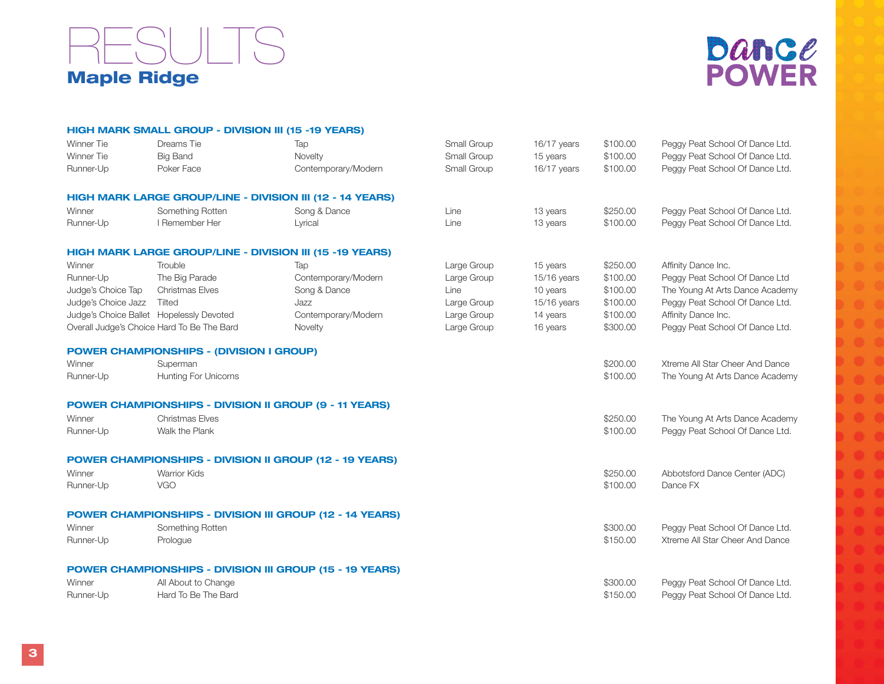# RESULTS

## Maple Ridge

Dance POWER

### HIGH MARK SMALL GROUP - DIVISION III (15 -19 YEARS)

| | | | | | | |
|---|---|---|---|---|---|---|
| Winner Tie | Dreams Tie | Tap | Small Group | 16/17 years | $100.00 | Peggy Peat School Of Dance Ltd. |
| Winner Tie | Big Band | Novelty | Small Group | 15 years | $100.00 | Peggy Peat School Of Dance Ltd. |
| Runner-Up | Poker Face | Contemporary/Modern | Small Group | 16/17 years | $100.00 | Peggy Peat School Of Dance Ltd. |

### HIGH MARK LARGE GROUP/LINE - DIVISION III (12 - 14 YEARS)

| | | | | | | |
|---|---|---|---|---|---|---|
| Winner | Something Rotten | Song & Dance | Line | 13 years | $250.00 | Peggy Peat School Of Dance Ltd. |
| Runner-Up | I Remember Her | Lyrical | Line | 13 years | $100.00 | Peggy Peat School Of Dance Ltd. |

### HIGH MARK LARGE GROUP/LINE - DIVISION III (15 -19 YEARS)

| | | | | | | |
|---|---|---|---|---|---|---|
| Winner | Trouble | Tap | Large Group | 15 years | $250.00 | Affinity Dance Inc. |
| Runner-Up | The Big Parade | Contemporary/Modern | Large Group | 15/16 years | $100.00 | Peggy Peat School Of Dance Ltd |
| Judge's Choice Tap | Christmas Elves | Song & Dance | Line | 10 years | $100.00 | The Young At Arts Dance Academy |
| Judge's Choice Jazz | Tilted | Jazz | Large Group | 15/16 years | $100.00 | Peggy Peat School Of Dance Ltd. |
| Judge's Choice Ballet | Hopelessly Devoted | Contemporary/Modern | Large Group | 14 years | $100.00 | Affinity Dance Inc. |
| Overall Judge's Choice | Hard To Be The Bard | Novelty | Large Group | 16 years | $300.00 | Peggy Peat School Of Dance Ltd. |

### POWER CHAMPIONSHIPS - (DIVISION I GROUP)

| | | | |
|---|---|---|---|
| Winner | Superman | $200.00 | Xtreme All Star Cheer And Dance |
| Runner-Up | Hunting For Unicorns | $100.00 | The Young At Arts Dance Academy |

### POWER CHAMPIONSHIPS - DIVISION II GROUP (9 - 11 YEARS)

| | | | |
|---|---|---|---|
| Winner | Christmas Elves | $250.00 | The Young At Arts Dance Academy |
| Runner-Up | Walk the Plank | $100.00 | Peggy Peat School Of Dance Ltd. |

### POWER CHAMPIONSHIPS - DIVISION II GROUP (12 - 19 YEARS)

| | | | |
|---|---|---|---|
| Winner | Warrior Kids | $250.00 | Abbotsford Dance Center (ADC) |
| Runner-Up | VGO | $100.00 | Dance FX |

### POWER CHAMPIONSHIPS - DIVISION III GROUP (12 - 14 YEARS)

| | | | |
|---|---|---|---|
| Winner | Something Rotten | $300.00 | Peggy Peat School Of Dance Ltd. |
| Runner-Up | Prologue | $150.00 | Xtreme All Star Cheer And Dance |

### POWER CHAMPIONSHIPS - DIVISION III GROUP (15 - 19 YEARS)

| | | | |
|---|---|---|---|
| Winner | All About to Change | $300.00 | Peggy Peat School Of Dance Ltd. |
| Runner-Up | Hard To Be The Bard | $150.00 | Peggy Peat School Of Dance Ltd. |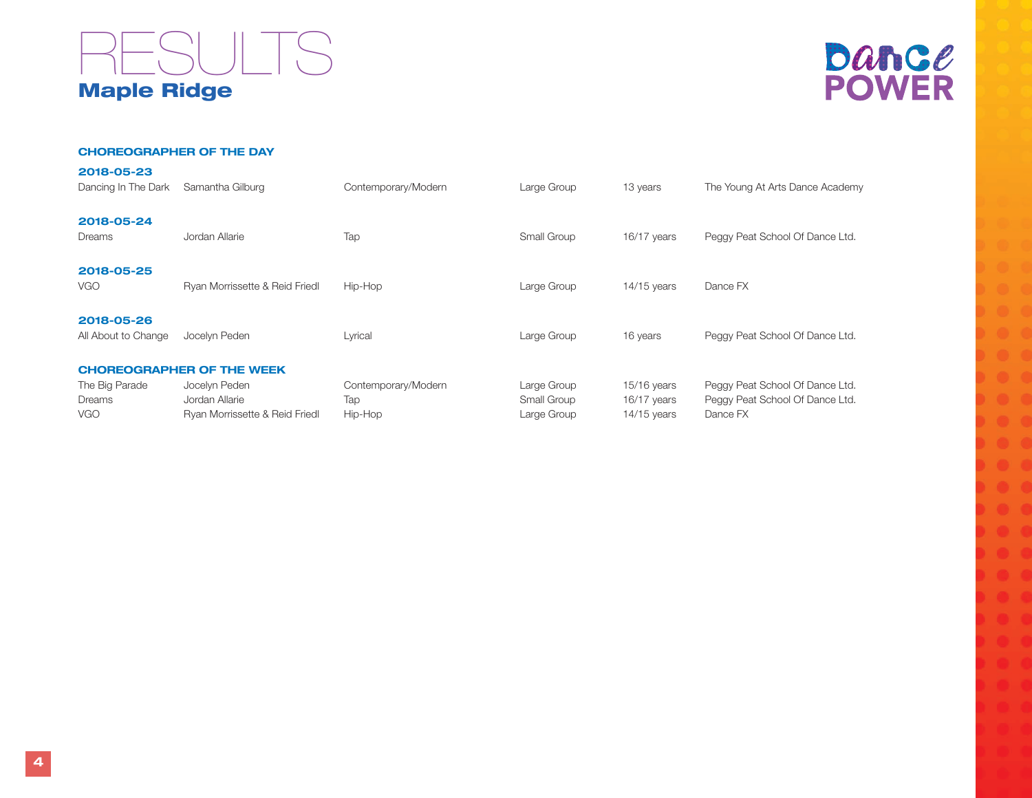# RESULTS

## Maple Ridge

Dance POWER

### CHOREOGRAPHER OF THE DAY

**2018-05-23**

| | | | | | |
|---|---|---|---|---|---|
| Dancing In The Dark | Samantha Gilburg | Contemporary/Modern | Large Group | 13 years | The Young At Arts Dance Academy |

**2018-05-24**

| | | | | | |
|---|---|---|---|---|---|
| Dreams | Jordan Allarie | Tap | Small Group | 16/17 years | Peggy Peat School Of Dance Ltd. |

**2018-05-25**

| | | | | | |
|---|---|---|---|---|---|
| VGO | Ryan Morrissette & Reid Friedl | Hip-Hop | Large Group | 14/15 years | Dance FX |

**2018-05-26**

| | | | | | |
|---|---|---|---|---|---|
| All About to Change | Jocelyn Peden | Lyrical | Large Group | 16 years | Peggy Peat School Of Dance Ltd. |

### CHOREOGRAPHER OF THE WEEK

| | | | | | |
|---|---|---|---|---|---|
| The Big Parade | Jocelyn Peden | Contemporary/Modern | Large Group | 15/16 years | Peggy Peat School Of Dance Ltd. |
| Dreams | Jordan Allarie | Tap | Small Group | 16/17 years | Peggy Peat School Of Dance Ltd. |
| VGO | Ryan Morrissette & Reid Friedl | Hip-Hop | Large Group | 14/15 years | Dance FX |